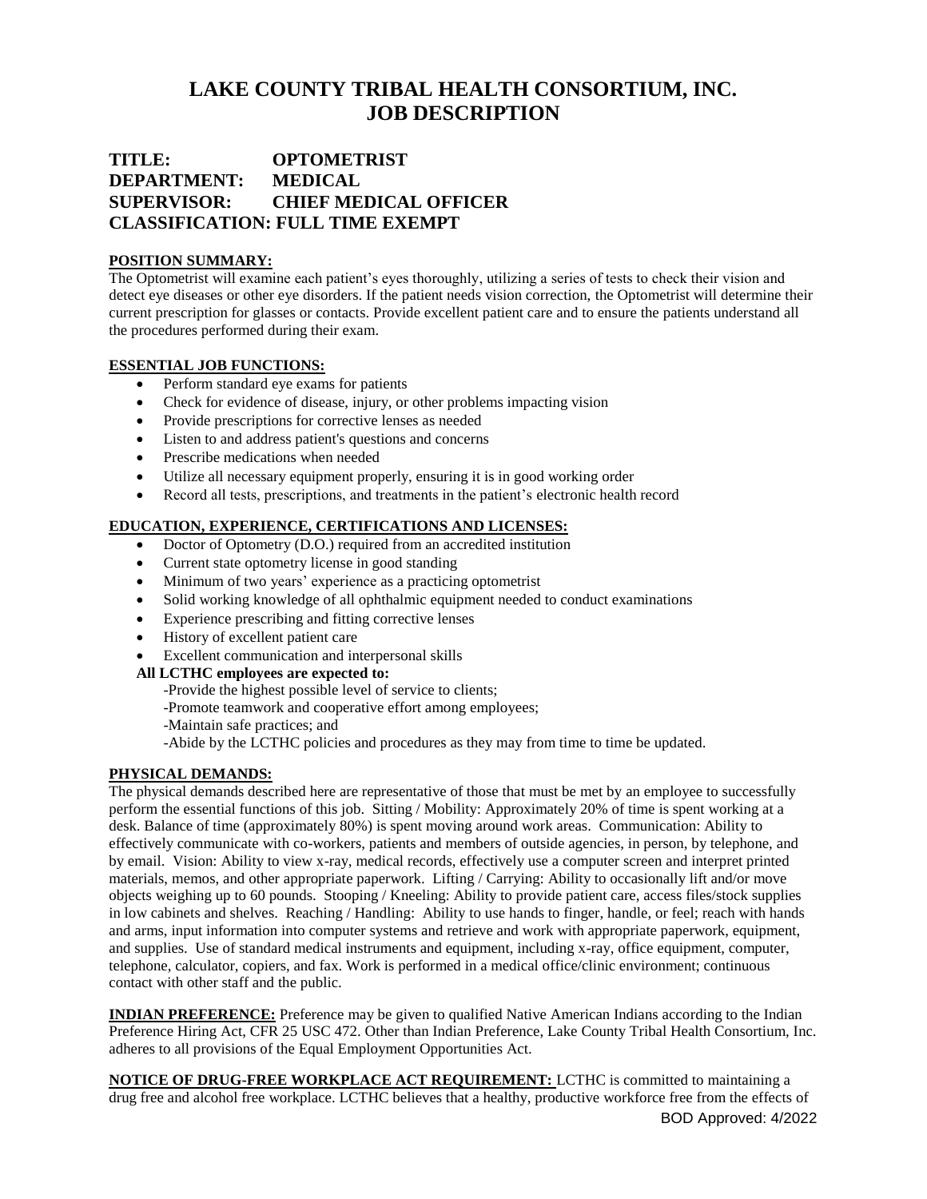# LAKE COUNTY TRIBAL HEALTH CONSORTIUM, INC.
# JOB DESCRIPTION

**TITLE:** OPTOMETRIST
**DEPARTMENT:** MEDICAL
**SUPERVISOR:** CHIEF MEDICAL OFFICER
**CLASSIFICATION:** FULL TIME EXEMPT

**POSITION SUMMARY:**

The Optometrist will examine each patient's eyes thoroughly, utilizing a series of tests to check their vision and detect eye diseases or other eye disorders. If the patient needs vision correction, the Optometrist will determine their current prescription for glasses or contacts. Provide excellent patient care and to ensure the patients understand all the procedures performed during their exam.

**ESSENTIAL JOB FUNCTIONS:**

- Perform standard eye exams for patients
- Check for evidence of disease, injury, or other problems impacting vision
- Provide prescriptions for corrective lenses as needed
- Listen to and address patient's questions and concerns
- Prescribe medications when needed
- Utilize all necessary equipment properly, ensuring it is in good working order
- Record all tests, prescriptions, and treatments in the patient's electronic health record

**EDUCATION, EXPERIENCE, CERTIFICATIONS AND LICENSES:**

- Doctor of Optometry (D.O.) required from an accredited institution
- Current state optometry license in good standing
- Minimum of two years' experience as a practicing optometrist
- Solid working knowledge of all ophthalmic equipment needed to conduct examinations
- Experience prescribing and fitting corrective lenses
- History of excellent patient care
- Excellent communication and interpersonal skills

**All LCTHC employees are expected to:**

-Provide the highest possible level of service to clients;
-Promote teamwork and cooperative effort among employees;
-Maintain safe practices; and
-Abide by the LCTHC policies and procedures as they may from time to time be updated.

**PHYSICAL DEMANDS:**

The physical demands described here are representative of those that must be met by an employee to successfully perform the essential functions of this job. Sitting / Mobility: Approximately 20% of time is spent working at a desk. Balance of time (approximately 80%) is spent moving around work areas. Communication: Ability to effectively communicate with co-workers, patients and members of outside agencies, in person, by telephone, and by email. Vision: Ability to view x-ray, medical records, effectively use a computer screen and interpret printed materials, memos, and other appropriate paperwork. Lifting / Carrying: Ability to occasionally lift and/or move objects weighing up to 60 pounds. Stooping / Kneeling: Ability to provide patient care, access files/stock supplies in low cabinets and shelves. Reaching / Handling: Ability to use hands to finger, handle, or feel; reach with hands and arms, input information into computer systems and retrieve and work with appropriate paperwork, equipment, and supplies. Use of standard medical instruments and equipment, including x-ray, office equipment, computer, telephone, calculator, copiers, and fax. Work is performed in a medical office/clinic environment; continuous contact with other staff and the public.

**INDIAN PREFERENCE:** Preference may be given to qualified Native American Indians according to the Indian Preference Hiring Act, CFR 25 USC 472. Other than Indian Preference, Lake County Tribal Health Consortium, Inc. adheres to all provisions of the Equal Employment Opportunities Act.

**NOTICE OF DRUG-FREE WORKPLACE ACT REQUIREMENT:** LCTHC is committed to maintaining a drug free and alcohol free workplace. LCTHC believes that a healthy, productive workforce free from the effects of

BOD Approved: 4/2022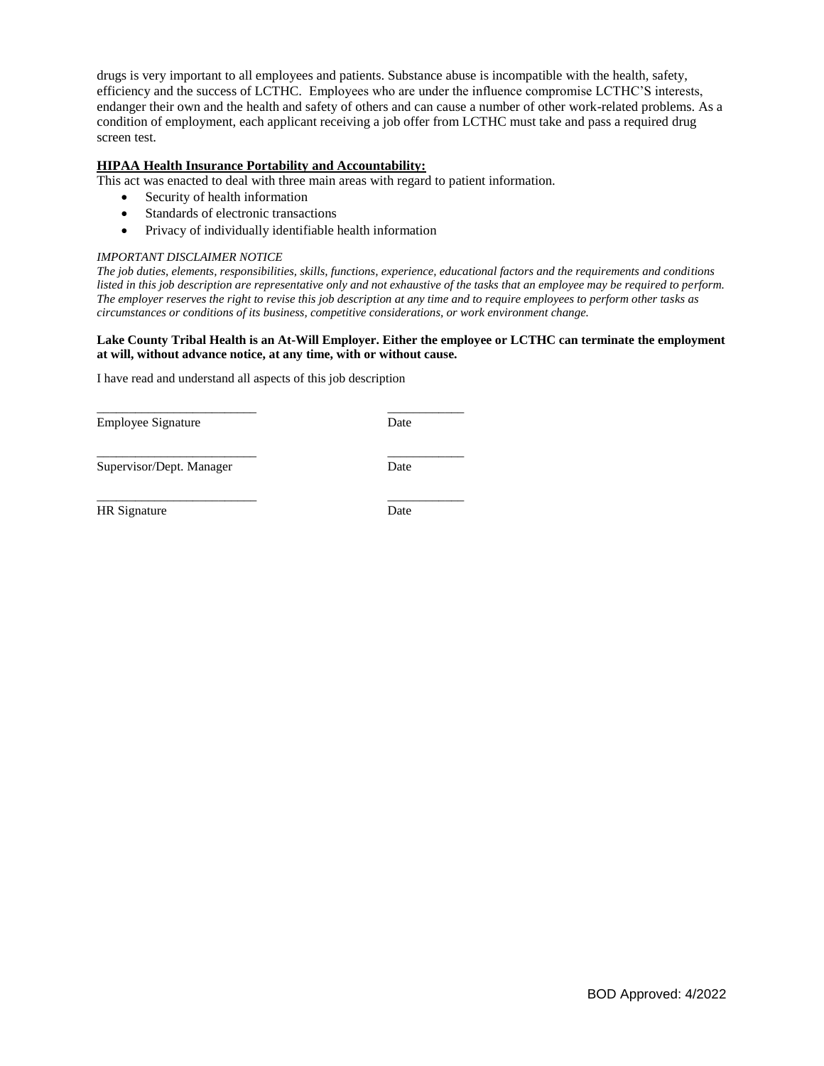drugs is very important to all employees and patients. Substance abuse is incompatible with the health, safety, efficiency and the success of LCTHC. Employees who are under the influence compromise LCTHC'S interests, endanger their own and the health and safety of others and can cause a number of other work-related problems. As a condition of employment, each applicant receiving a job offer from LCTHC must take and pass a required drug screen test.

**HIPAA Health Insurance Portability and Accountability:**

This act was enacted to deal with three main areas with regard to patient information.

- Security of health information
- Standards of electronic transactions
- Privacy of individually identifiable health information

*IMPORTANT DISCLAIMER NOTICE*

*The job duties, elements, responsibilities, skills, functions, experience, educational factors and the requirements and conditions listed in this job description are representative only and not exhaustive of the tasks that an employee may be required to perform. The employer reserves the right to revise this job description at any time and to require employees to perform other tasks as circumstances or conditions of its business, competitive considerations, or work environment change.*

**Lake County Tribal Health is an At-Will Employer. Either the employee or LCTHC can terminate the employment at will, without advance notice, at any time, with or without cause.**

I have read and understand all aspects of this job description

_________________________ ____________

Employee Signature Date

_________________________ ____________

Supervisor/Dept. Manager Date

_________________________ ____________

HR Signature Date

BOD Approved: 4/2022